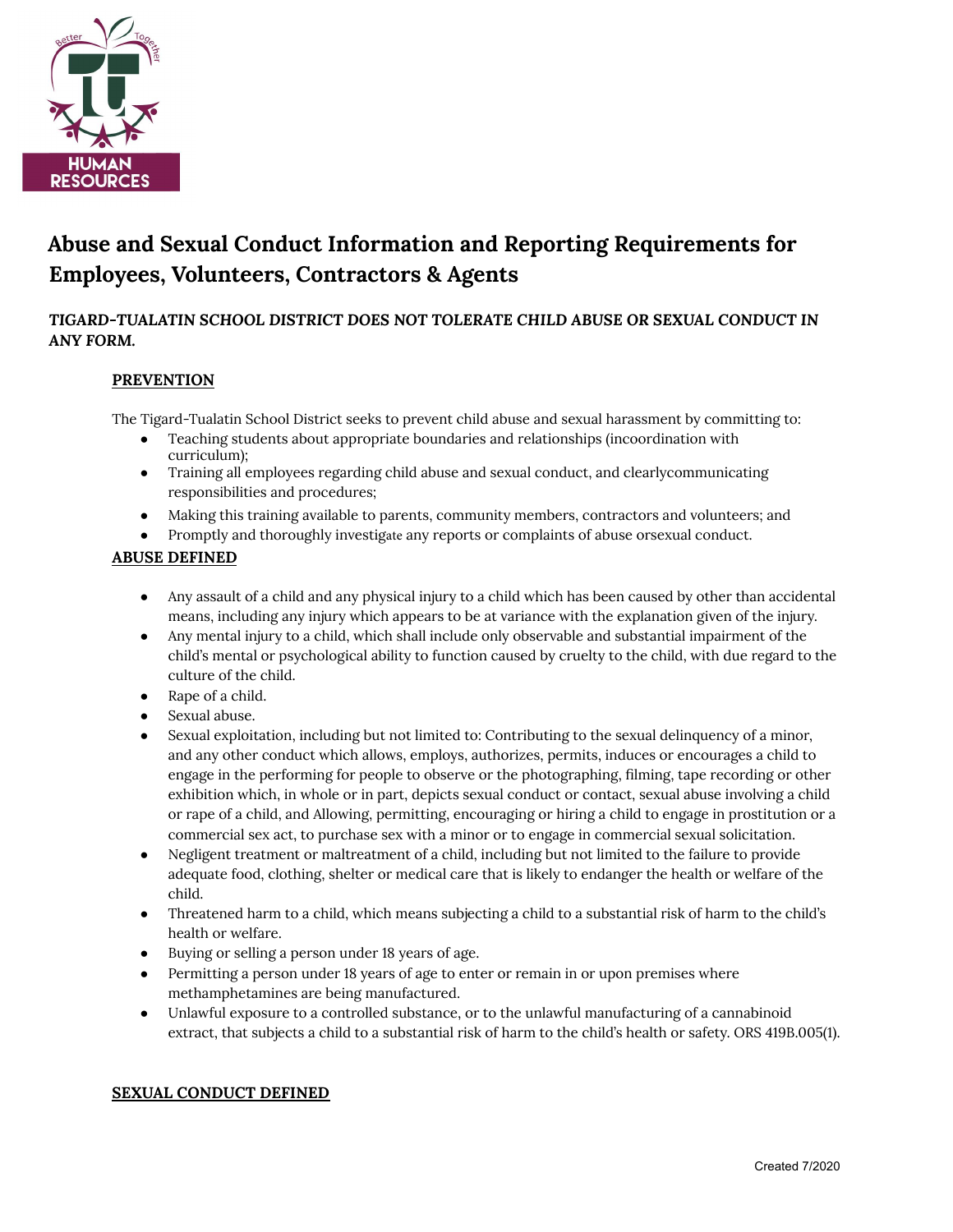# Abuse and Sexual Conduct Information and Reporting Requirements for Employees, Volunteers, Contractors & Agents

***TIGARD-TUALATIN SCHOOL DISTRICT DOES NOT TOLERATE CHILD ABUSE OR SEXUAL CONDUCT IN ANY FORM.***

## PREVENTION

The Tigard-Tualatin School District seeks to prevent child abuse and sexual harassment by committing to:

- Teaching students about appropriate boundaries and relationships (incoordination with curriculum);
- Training all employees regarding child abuse and sexual conduct, and clearlycommunicating responsibilities and procedures;
- Making this training available to parents, community members, contractors and volunteers; and
- Promptly and thoroughly investigate any reports or complaints of abuse orsexual conduct.

## ABUSE DEFINED

- Any assault of a child and any physical injury to a child which has been caused by other than accidental means, including any injury which appears to be at variance with the explanation given of the injury.
- Any mental injury to a child, which shall include only observable and substantial impairment of the child's mental or psychological ability to function caused by cruelty to the child, with due regard to the culture of the child.
- Rape of a child.
- Sexual abuse.
- Sexual exploitation, including but not limited to: Contributing to the sexual delinquency of a minor, and any other conduct which allows, employs, authorizes, permits, induces or encourages a child to engage in the performing for people to observe or the photographing, filming, tape recording or other exhibition which, in whole or in part, depicts sexual conduct or contact, sexual abuse involving a child or rape of a child, and Allowing, permitting, encouraging or hiring a child to engage in prostitution or a commercial sex act, to purchase sex with a minor or to engage in commercial sexual solicitation.
- Negligent treatment or maltreatment of a child, including but not limited to the failure to provide adequate food, clothing, shelter or medical care that is likely to endanger the health or welfare of the child.
- Threatened harm to a child, which means subjecting a child to a substantial risk of harm to the child's health or welfare.
- Buying or selling a person under 18 years of age.
- Permitting a person under 18 years of age to enter or remain in or upon premises where methamphetamines are being manufactured.
- Unlawful exposure to a controlled substance, or to the unlawful manufacturing of a cannabinoid extract, that subjects a child to a substantial risk of harm to the child's health or safety. ORS 419B.005(1).

## SEXUAL CONDUCT DEFINED

Created 7/2020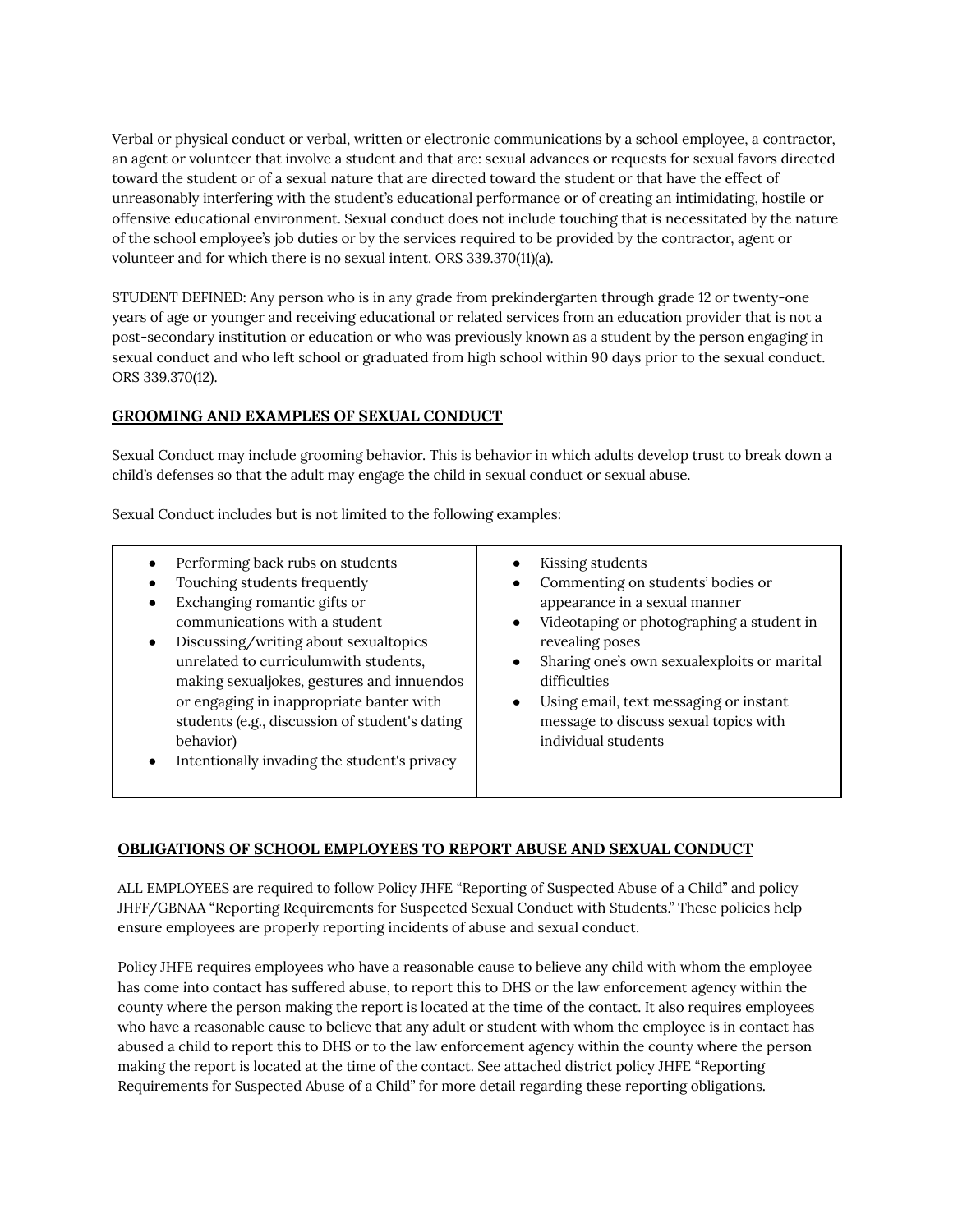Verbal or physical conduct or verbal, written or electronic communications by a school employee, a contractor, an agent or volunteer that involve a student and that are: sexual advances or requests for sexual favors directed toward the student or of a sexual nature that are directed toward the student or that have the effect of unreasonably interfering with the student's educational performance or of creating an intimidating, hostile or offensive educational environment. Sexual conduct does not include touching that is necessitated by the nature of the school employee's job duties or by the services required to be provided by the contractor, agent or volunteer and for which there is no sexual intent. ORS 339.370(11)(a).

STUDENT DEFINED: Any person who is in any grade from prekindergarten through grade 12 or twenty-one years of age or younger and receiving educational or related services from an education provider that is not a post-secondary institution or education or who was previously known as a student by the person engaging in sexual conduct and who left school or graduated from high school within 90 days prior to the sexual conduct. ORS 339.370(12).

## GROOMING AND EXAMPLES OF SEXUAL CONDUCT

Sexual Conduct may include grooming behavior. This is behavior in which adults develop trust to break down a child's defenses so that the adult may engage the child in sexual conduct or sexual abuse.

Sexual Conduct includes but is not limited to the following examples:

- Performing back rubs on students
- Touching students frequently
- Exchanging romantic gifts or communications with a student
- Discussing/writing about sexualtopics unrelated to curriculumwith students, making sexualjokes, gestures and innuendos or engaging in inappropriate banter with students (e.g., discussion of student's dating behavior)
- Intentionally invading the student's privacy
- Kissing students
- Commenting on students' bodies or appearance in a sexual manner
- Videotaping or photographing a student in revealing poses
- Sharing one's own sexualexploits or marital difficulties
- Using email, text messaging or instant message to discuss sexual topics with individual students

## OBLIGATIONS OF SCHOOL EMPLOYEES TO REPORT ABUSE AND SEXUAL CONDUCT

ALL EMPLOYEES are required to follow Policy JHFE "Reporting of Suspected Abuse of a Child" and policy JHFF/GBNAA "Reporting Requirements for Suspected Sexual Conduct with Students." These policies help ensure employees are properly reporting incidents of abuse and sexual conduct.

Policy JHFE requires employees who have a reasonable cause to believe any child with whom the employee has come into contact has suffered abuse, to report this to DHS or the law enforcement agency within the county where the person making the report is located at the time of the contact. It also requires employees who have a reasonable cause to believe that any adult or student with whom the employee is in contact has abused a child to report this to DHS or to the law enforcement agency within the county where the person making the report is located at the time of the contact. See attached district policy JHFE "Reporting Requirements for Suspected Abuse of a Child" for more detail regarding these reporting obligations.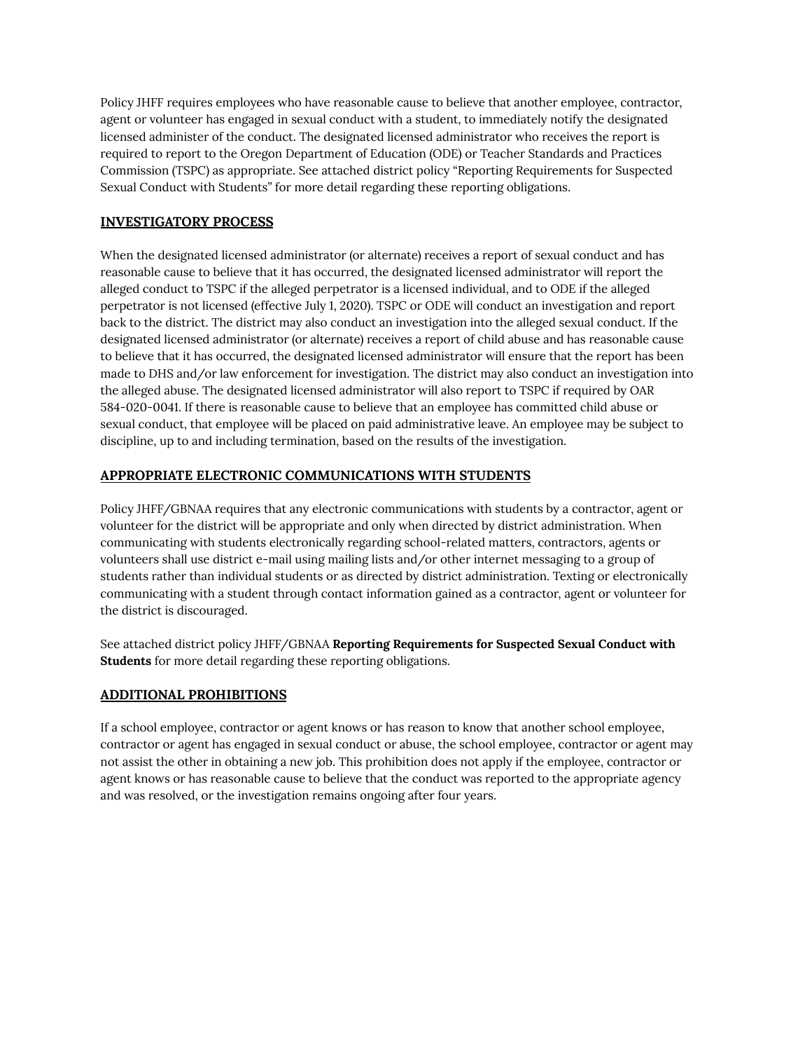Policy JHFF requires employees who have reasonable cause to believe that another employee, contractor, agent or volunteer has engaged in sexual conduct with a student, to immediately notify the designated licensed administer of the conduct. The designated licensed administrator who receives the report is required to report to the Oregon Department of Education (ODE) or Teacher Standards and Practices Commission (TSPC) as appropriate. See attached district policy "Reporting Requirements for Suspected Sexual Conduct with Students" for more detail regarding these reporting obligations.

## INVESTIGATORY PROCESS

When the designated licensed administrator (or alternate) receives a report of sexual conduct and has reasonable cause to believe that it has occurred, the designated licensed administrator will report the alleged conduct to TSPC if the alleged perpetrator is a licensed individual, and to ODE if the alleged perpetrator is not licensed (effective July 1, 2020). TSPC or ODE will conduct an investigation and report back to the district. The district may also conduct an investigation into the alleged sexual conduct. If the designated licensed administrator (or alternate) receives a report of child abuse and has reasonable cause to believe that it has occurred, the designated licensed administrator will ensure that the report has been made to DHS and/or law enforcement for investigation. The district may also conduct an investigation into the alleged abuse. The designated licensed administrator will also report to TSPC if required by OAR 584-020-0041. If there is reasonable cause to believe that an employee has committed child abuse or sexual conduct, that employee will be placed on paid administrative leave. An employee may be subject to discipline, up to and including termination, based on the results of the investigation.

## APPROPRIATE ELECTRONIC COMMUNICATIONS WITH STUDENTS

Policy JHFF/GBNAA requires that any electronic communications with students by a contractor, agent or volunteer for the district will be appropriate and only when directed by district administration. When communicating with students electronically regarding school-related matters, contractors, agents or volunteers shall use district e-mail using mailing lists and/or other internet messaging to a group of students rather than individual students or as directed by district administration. Texting or electronically communicating with a student through contact information gained as a contractor, agent or volunteer for the district is discouraged.

See attached district policy JHFF/GBNAA **Reporting Requirements for Suspected Sexual Conduct with Students** for more detail regarding these reporting obligations.

## ADDITIONAL PROHIBITIONS

If a school employee, contractor or agent knows or has reason to know that another school employee, contractor or agent has engaged in sexual conduct or abuse, the school employee, contractor or agent may not assist the other in obtaining a new job. This prohibition does not apply if the employee, contractor or agent knows or has reasonable cause to believe that the conduct was reported to the appropriate agency and was resolved, or the investigation remains ongoing after four years.